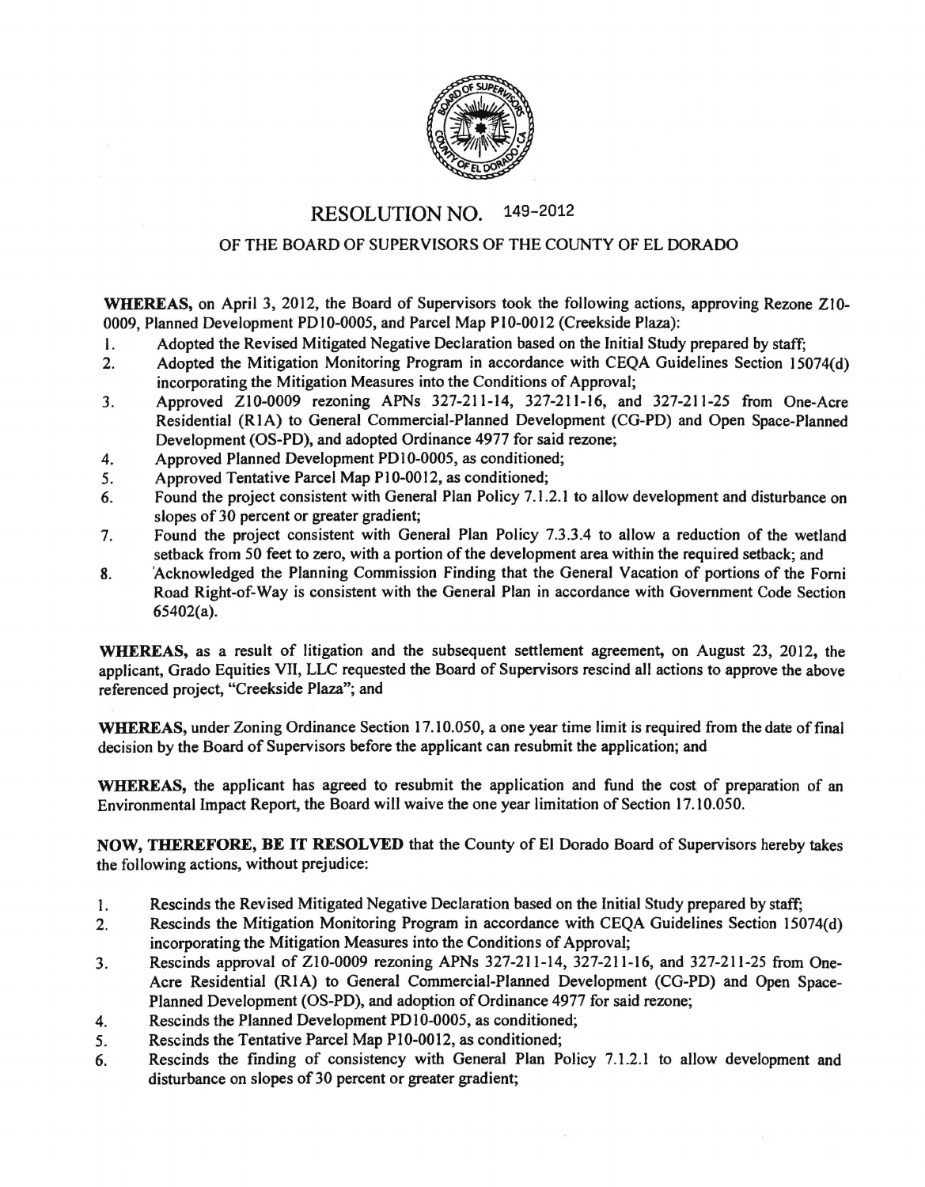# RESOLUTION NO. 149-2012

## OF THE BOARD OF SUPERVISORS OF THE COUNTY OF EL DORADO

**WHEREAS,** on April 3, 2012, the Board of Supervisors took the following actions, approving Rezone Z10-0009, Planned Development PD10-0005, and Parcel Map P10-0012 (Creekside Plaza):

1. Adopted the Revised Mitigated Negative Declaration based on the Initial Study prepared by staff;
2. Adopted the Mitigation Monitoring Program in accordance with CEQA Guidelines Section 15074(d) incorporating the Mitigation Measures into the Conditions of Approval;
3. Approved Z10-0009 rezoning APNs 327-211-14, 327-211-16, and 327-211-25 from One-Acre Residential (R1A) to General Commercial-Planned Development (CG-PD) and Open Space-Planned Development (OS-PD), and adopted Ordinance 4977 for said rezone;
4. Approved Planned Development PD10-0005, as conditioned;
5. Approved Tentative Parcel Map P10-0012, as conditioned;
6. Found the project consistent with General Plan Policy 7.1.2.1 to allow development and disturbance on slopes of 30 percent or greater gradient;
7. Found the project consistent with General Plan Policy 7.3.3.4 to allow a reduction of the wetland setback from 50 feet to zero, with a portion of the development area within the required setback; and
8. Acknowledged the Planning Commission Finding that the General Vacation of portions of the Forni Road Right-of-Way is consistent with the General Plan in accordance with Government Code Section 65402(a).

**WHEREAS,** as a result of litigation and the subsequent settlement agreement, on August 23, 2012, the applicant, Grado Equities VII, LLC requested the Board of Supervisors rescind all actions to approve the above referenced project, "Creekside Plaza"; and

**WHEREAS,** under Zoning Ordinance Section 17.10.050, a one year time limit is required from the date of final decision by the Board of Supervisors before the applicant can resubmit the application; and

**WHEREAS,** the applicant has agreed to resubmit the application and fund the cost of preparation of an Environmental Impact Report, the Board will waive the one year limitation of Section 17.10.050.

**NOW, THEREFORE, BE IT RESOLVED** that the County of El Dorado Board of Supervisors hereby takes the following actions, without prejudice:

1. Rescinds the Revised Mitigated Negative Declaration based on the Initial Study prepared by staff;
2. Rescinds the Mitigation Monitoring Program in accordance with CEQA Guidelines Section 15074(d) incorporating the Mitigation Measures into the Conditions of Approval;
3. Rescinds approval of Z10-0009 rezoning APNs 327-211-14, 327-211-16, and 327-211-25 from One-Acre Residential (R1A) to General Commercial-Planned Development (CG-PD) and Open Space-Planned Development (OS-PD), and adoption of Ordinance 4977 for said rezone;
4. Rescinds the Planned Development PD10-0005, as conditioned;
5. Rescinds the Tentative Parcel Map P10-0012, as conditioned;
6. Rescinds the finding of consistency with General Plan Policy 7.1.2.1 to allow development and disturbance on slopes of 30 percent or greater gradient;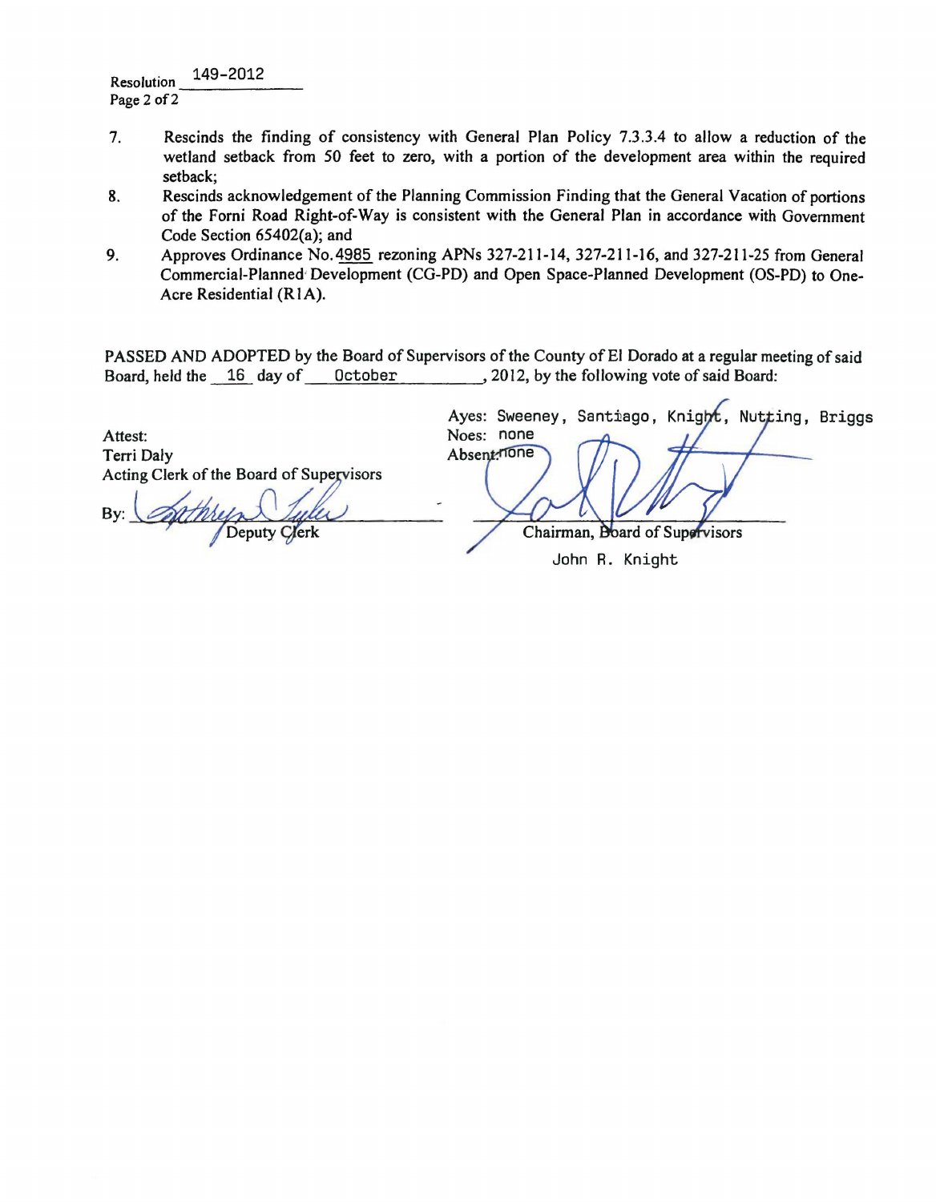Resolution 149-2012

7. Rescinds the finding of consistency with General Plan Policy 7.3.3.4 to allow a reduction of the wetland setback from 50 feet to zero, with a portion of the development area within the required setback;
8. Rescinds acknowledgement of the Planning Commission Finding that the General Vacation of portions of the Forni Road Right-of-Way is consistent with the General Plan in accordance with Government Code Section 65402(a); and
9. Approves Ordinance No. 4985 rezoning APNs 327-211-14, 327-211-16, and 327-211-25 from General Commercial-Planned Development (CG-PD) and Open Space-Planned Development (OS-PD) to One-Acre Residential (R1A).

PASSED AND ADOPTED by the Board of Supervisors of the County of El Dorado at a regular meeting of said Board, held the 16 day of October, 2012, by the following vote of said Board:

Ayes: Sweeney, Santiago, Knight, Nutting, Briggs
Noes: none
Absent: none

Attest:
Terri Daly
Acting Clerk of the Board of Supervisors

By: ______________________
Deputy Clerk

______________________
Chairman, Board of Supervisors
John R. Knight